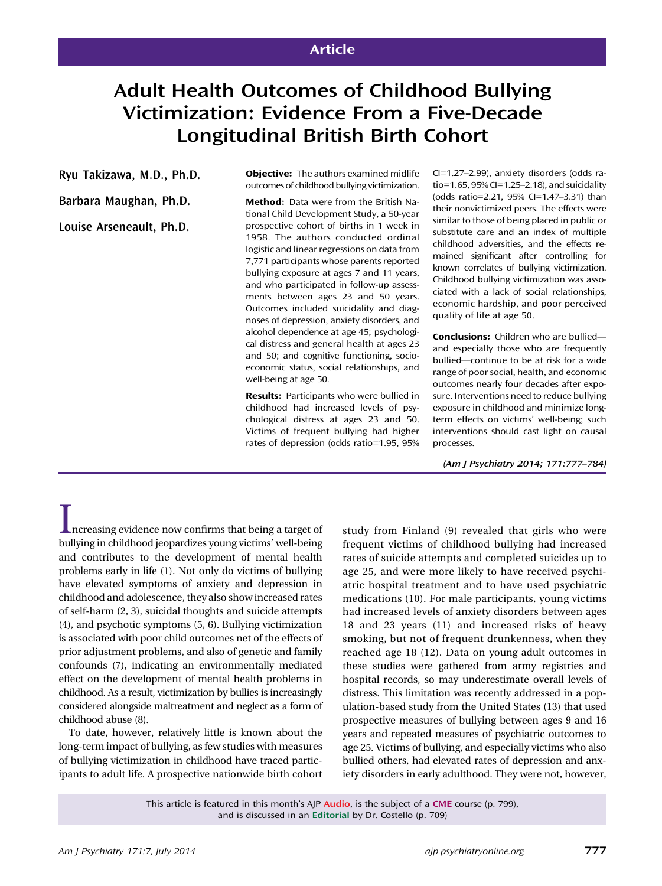Article

# Adult Health Outcomes of Childhood Bullying Victimization: Evidence From a Five-Decade Longitudinal British Birth Cohort

**Ryu Takizawa, M.D., Ph.D.**

**Barbara Maughan, Ph.D.**

**Louise Arseneault, Ph.D.**

**Objective:** The authors examined midlife outcomes of childhood bullying victimization.

**Method:** Data were from the British National Child Development Study, a 50-year prospective cohort of births in 1 week in 1958. The authors conducted ordinal logistic and linear regressions on data from 7,771 participants whose parents reported bullying exposure at ages 7 and 11 years, and who participated in follow-up assessments between ages 23 and 50 years. Outcomes included suicidality and diagnoses of depression, anxiety disorders, and alcohol dependence at age 45; psychological distress and general health at ages 23 and 50; and cognitive functioning, socioeconomic status, social relationships, and well-being at age 50.

**Results:** Participants who were bullied in childhood had increased levels of psychological distress at ages 23 and 50. Victims of frequent bullying had higher rates of depression (odds ratio=1.95, 95% CI=1.27–2.99), anxiety disorders (odds ratio=1.65, 95% CI=1.25–2.18), and suicidality (odds ratio=2.21, 95% CI=1.47–3.31) than their nonvictimized peers. The effects were similar to those of being placed in public or substitute care and an index of multiple childhood adversities, and the effects remained significant after controlling for known correlates of bullying victimization. Childhood bullying victimization was associated with a lack of social relationships, economic hardship, and poor perceived quality of life at age 50.

**Conclusions:** Children who are bullied—and especially those who are frequently bullied—continue to be at risk for a wide range of poor social, health, and economic outcomes nearly four decades after exposure. Interventions need to reduce bullying exposure in childhood and minimize long-term effects on victims' well-being; such interventions should cast light on causal processes.

*(Am J Psychiatry 2014; 171:777–784)*

Increasing evidence now confirms that being a target of bullying in childhood jeopardizes young victims' well-being and contributes to the development of mental health problems early in life (1). Not only do victims of bullying have elevated symptoms of anxiety and depression in childhood and adolescence, they also show increased rates of self-harm (2, 3), suicidal thoughts and suicide attempts (4), and psychotic symptoms (5, 6). Bullying victimization is associated with poor child outcomes net of the effects of prior adjustment problems, and also of genetic and family confounds (7), indicating an environmentally mediated effect on the development of mental health problems in childhood. As a result, victimization by bullies is increasingly considered alongside maltreatment and neglect as a form of childhood abuse (8).

To date, however, relatively little is known about the long-term impact of bullying, as few studies with measures of bullying victimization in childhood have traced participants to adult life. A prospective nationwide birth cohort study from Finland (9) revealed that girls who were frequent victims of childhood bullying had increased rates of suicide attempts and completed suicides up to age 25, and were more likely to have received psychiatric hospital treatment and to have used psychiatric medications (10). For male participants, young victims had increased levels of anxiety disorders between ages 18 and 23 years (11) and increased risks of heavy smoking, but not of frequent drunkenness, when they reached age 18 (12). Data on young adult outcomes in these studies were gathered from army registries and hospital records, so may underestimate overall levels of distress. This limitation was recently addressed in a population-based study from the United States (13) that used prospective measures of bullying between ages 9 and 16 years and repeated measures of psychiatric outcomes to age 25. Victims of bullying, and especially victims who also bullied others, had elevated rates of depression and anxiety disorders in early adulthood. They were not, however,

This article is featured in this month's AJP Audio, is the subject of a CME course (p. 799), and is discussed in an Editorial by Dr. Costello (p. 709)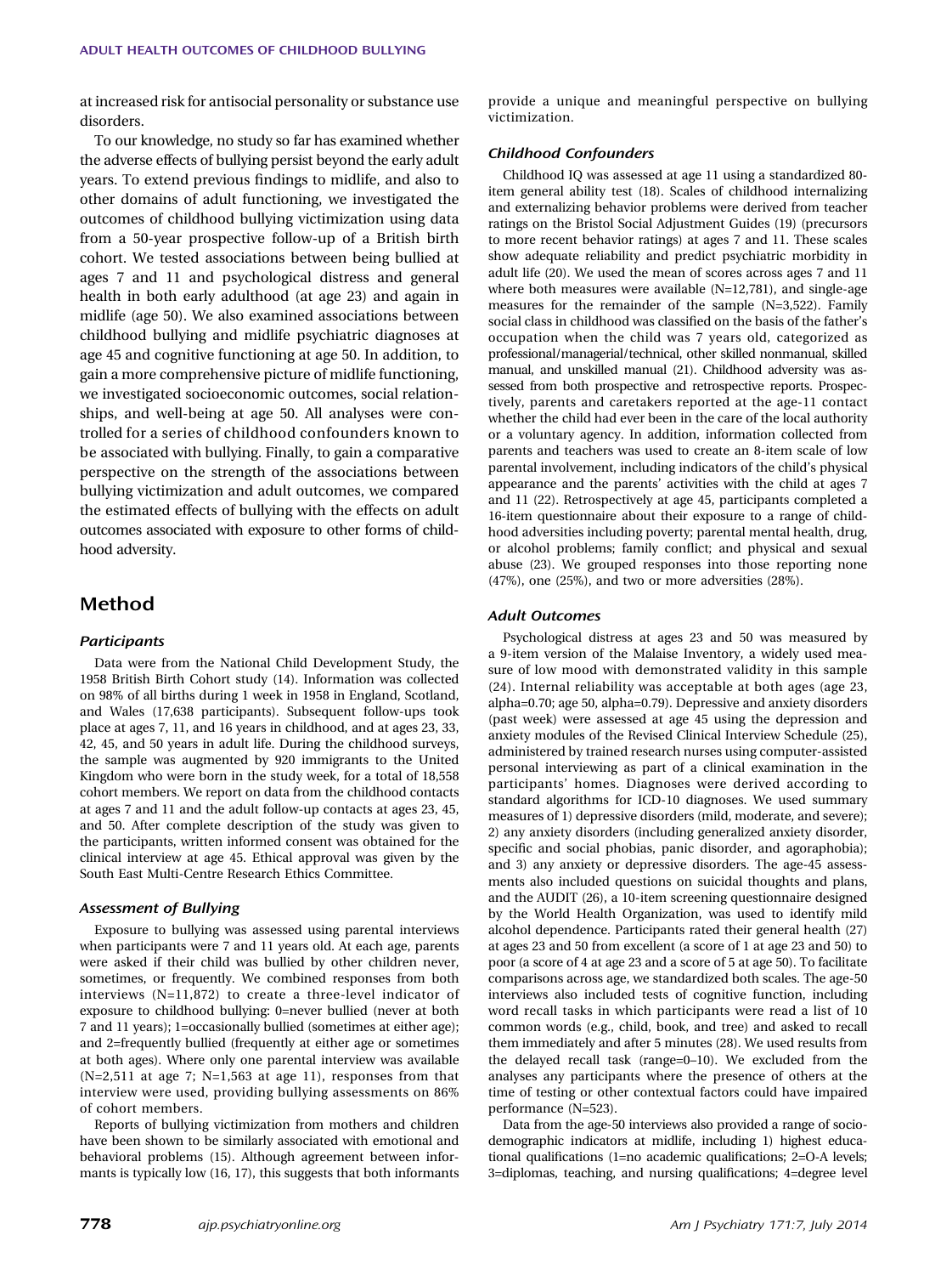at increased risk for antisocial personality or substance use disorders.

To our knowledge, no study so far has examined whether the adverse effects of bullying persist beyond the early adult years. To extend previous findings to midlife, and also to other domains of adult functioning, we investigated the outcomes of childhood bullying victimization using data from a 50-year prospective follow-up of a British birth cohort. We tested associations between being bullied at ages 7 and 11 and psychological distress and general health in both early adulthood (at age 23) and again in midlife (age 50). We also examined associations between childhood bullying and midlife psychiatric diagnoses at age 45 and cognitive functioning at age 50. In addition, to gain a more comprehensive picture of midlife functioning, we investigated socioeconomic outcomes, social relationships, and well-being at age 50. All analyses were controlled for a series of childhood confounders known to be associated with bullying. Finally, to gain a comparative perspective on the strength of the associations between bullying victimization and adult outcomes, we compared the estimated effects of bullying with the effects on adult outcomes associated with exposure to other forms of childhood adversity.

## Method

### Participants

Data were from the National Child Development Study, the 1958 British Birth Cohort study (14). Information was collected on 98% of all births during 1 week in 1958 in England, Scotland, and Wales (17,638 participants). Subsequent follow-ups took place at ages 7, 11, and 16 years in childhood, and at ages 23, 33, 42, 45, and 50 years in adult life. During the childhood surveys, the sample was augmented by 920 immigrants to the United Kingdom who were born in the study week, for a total of 18,558 cohort members. We report on data from the childhood contacts at ages 7 and 11 and the adult follow-up contacts at ages 23, 45, and 50. After complete description of the study was given to the participants, written informed consent was obtained for the clinical interview at age 45. Ethical approval was given by the South East Multi-Centre Research Ethics Committee.

### Assessment of Bullying

Exposure to bullying was assessed using parental interviews when participants were 7 and 11 years old. At each age, parents were asked if their child was bullied by other children never, sometimes, or frequently. We combined responses from both interviews (N=11,872) to create a three-level indicator of exposure to childhood bullying: 0=never bullied (never at both 7 and 11 years); 1=occasionally bullied (sometimes at either age); and 2=frequently bullied (frequently at either age or sometimes at both ages). Where only one parental interview was available (N=2,511 at age 7; N=1,563 at age 11), responses from that interview were used, providing bullying assessments on 86% of cohort members.

Reports of bullying victimization from mothers and children have been shown to be similarly associated with emotional and behavioral problems (15). Although agreement between informants is typically low (16, 17), this suggests that both informants provide a unique and meaningful perspective on bullying victimization.

### Childhood Confounders

Childhood IQ was assessed at age 11 using a standardized 80-item general ability test (18). Scales of childhood internalizing and externalizing behavior problems were derived from teacher ratings on the Bristol Social Adjustment Guides (19) (precursors to more recent behavior ratings) at ages 7 and 11. These scales show adequate reliability and predict psychiatric morbidity in adult life (20). We used the mean of scores across ages 7 and 11 where both measures were available (N=12,781), and single-age measures for the remainder of the sample (N=3,522). Family social class in childhood was classified on the basis of the father's occupation when the child was 7 years old, categorized as professional/managerial/technical, other skilled nonmanual, skilled manual, and unskilled manual (21). Childhood adversity was assessed from both prospective and retrospective reports. Prospectively, parents and caretakers reported at the age-11 contact whether the child had ever been in the care of the local authority or a voluntary agency. In addition, information collected from parents and teachers was used to create an 8-item scale of low parental involvement, including indicators of the child's physical appearance and the parents' activities with the child at ages 7 and 11 (22). Retrospectively at age 45, participants completed a 16-item questionnaire about their exposure to a range of childhood adversities including poverty; parental mental health, drug, or alcohol problems; family conflict; and physical and sexual abuse (23). We grouped responses into those reporting none (47%), one (25%), and two or more adversities (28%).

### Adult Outcomes

Psychological distress at ages 23 and 50 was measured by a 9-item version of the Malaise Inventory, a widely used measure of low mood with demonstrated validity in this sample (24). Internal reliability was acceptable at both ages (age 23, alpha=0.70; age 50, alpha=0.79). Depressive and anxiety disorders (past week) were assessed at age 45 using the depression and anxiety modules of the Revised Clinical Interview Schedule (25), administered by trained research nurses using computer-assisted personal interviewing as part of a clinical examination in the participants' homes. Diagnoses were derived according to standard algorithms for ICD-10 diagnoses. We used summary measures of 1) depressive disorders (mild, moderate, and severe); 2) any anxiety disorders (including generalized anxiety disorder, specific and social phobias, panic disorder, and agoraphobia); and 3) any anxiety or depressive disorders. The age-45 assessments also included questions on suicidal thoughts and plans, and the AUDIT (26), a 10-item screening questionnaire designed by the World Health Organization, was used to identify mild alcohol dependence. Participants rated their general health (27) at ages 23 and 50 from excellent (a score of 1 at age 23 and 50) to poor (a score of 4 at age 23 and a score of 5 at age 50). To facilitate comparisons across age, we standardized both scales. The age-50 interviews also included tests of cognitive function, including word recall tasks in which participants were read a list of 10 common words (e.g., child, book, and tree) and asked to recall them immediately and after 5 minutes (28). We used results from the delayed recall task (range=0–10). We excluded from the analyses any participants where the presence of others at the time of testing or other contextual factors could have impaired performance (N=523).

Data from the age-50 interviews also provided a range of sociodemographic indicators at midlife, including 1) highest educational qualifications (1=no academic qualifications; 2=O-A levels; 3=diplomas, teaching, and nursing qualifications; 4=degree level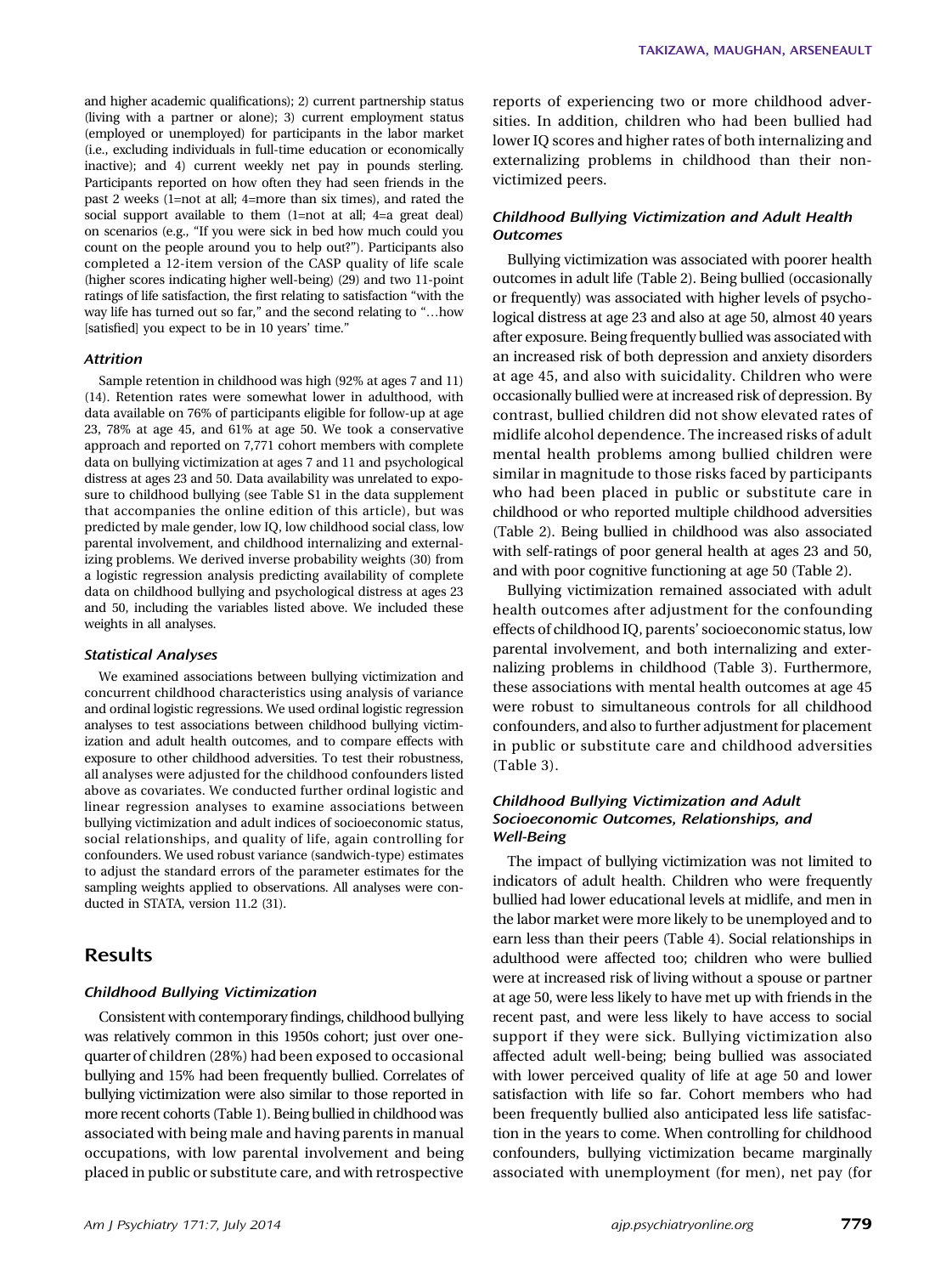and higher academic qualifications); 2) current partnership status (living with a partner or alone); 3) current employment status (employed or unemployed) for participants in the labor market (i.e., excluding individuals in full-time education or economically inactive); and 4) current weekly net pay in pounds sterling. Participants reported on how often they had seen friends in the past 2 weeks (1=not at all; 4=more than six times), and rated the social support available to them (1=not at all; 4=a great deal) on scenarios (e.g., "If you were sick in bed how much could you count on the people around you to help out?"). Participants also completed a 12-item version of the CASP quality of life scale (higher scores indicating higher well-being) (29) and two 11-point ratings of life satisfaction, the first relating to satisfaction "with the way life has turned out so far," and the second relating to "…how [satisfied] you expect to be in 10 years' time."

### *Attrition*

Sample retention in childhood was high (92% at ages 7 and 11) (14). Retention rates were somewhat lower in adulthood, with data available on 76% of participants eligible for follow-up at age 23, 78% at age 45, and 61% at age 50. We took a conservative approach and reported on 7,771 cohort members with complete data on bullying victimization at ages 7 and 11 and psychological distress at ages 23 and 50. Data availability was unrelated to exposure to childhood bullying (see Table S1 in the data supplement that accompanies the online edition of this article), but was predicted by male gender, low IQ, low childhood social class, low parental involvement, and childhood internalizing and externalizing problems. We derived inverse probability weights (30) from a logistic regression analysis predicting availability of complete data on childhood bullying and psychological distress at ages 23 and 50, including the variables listed above. We included these weights in all analyses.

### *Statistical Analyses*

We examined associations between bullying victimization and concurrent childhood characteristics using analysis of variance and ordinal logistic regressions. We used ordinal logistic regression analyses to test associations between childhood bullying victimization and adult health outcomes, and to compare effects with exposure to other childhood adversities. To test their robustness, all analyses were adjusted for the childhood confounders listed above as covariates. We conducted further ordinal logistic and linear regression analyses to examine associations between bullying victimization and adult indices of socioeconomic status, social relationships, and quality of life, again controlling for confounders. We used robust variance (sandwich-type) estimates to adjust the standard errors of the parameter estimates for the sampling weights applied to observations. All analyses were conducted in STATA, version 11.2 (31).

## Results

### *Childhood Bullying Victimization*

Consistent with contemporary findings, childhood bullying was relatively common in this 1950s cohort; just over one-quarter of children (28%) had been exposed to occasional bullying and 15% had been frequently bullied. Correlates of bullying victimization were also similar to those reported in more recent cohorts (Table 1). Being bullied in childhood was associated with being male and having parents in manual occupations, with low parental involvement and being placed in public or substitute care, and with retrospective reports of experiencing two or more childhood adversities. In addition, children who had been bullied had lower IQ scores and higher rates of both internalizing and externalizing problems in childhood than their nonvictimized peers.

### *Childhood Bullying Victimization and Adult Health Outcomes*

Bullying victimization was associated with poorer health outcomes in adult life (Table 2). Being bullied (occasionally or frequently) was associated with higher levels of psychological distress at age 23 and also at age 50, almost 40 years after exposure. Being frequently bullied was associated with an increased risk of both depression and anxiety disorders at age 45, and also with suicidality. Children who were occasionally bullied were at increased risk of depression. By contrast, bullied children did not show elevated rates of midlife alcohol dependence. The increased risks of adult mental health problems among bullied children were similar in magnitude to those risks faced by participants who had been placed in public or substitute care in childhood or who reported multiple childhood adversities (Table 2). Being bullied in childhood was also associated with self-ratings of poor general health at ages 23 and 50, and with poor cognitive functioning at age 50 (Table 2).

Bullying victimization remained associated with adult health outcomes after adjustment for the confounding effects of childhood IQ, parents' socioeconomic status, low parental involvement, and both internalizing and externalizing problems in childhood (Table 3). Furthermore, these associations with mental health outcomes at age 45 were robust to simultaneous controls for all childhood confounders, and also to further adjustment for placement in public or substitute care and childhood adversities (Table 3).

### *Childhood Bullying Victimization and Adult Socioeconomic Outcomes, Relationships, and Well-Being*

The impact of bullying victimization was not limited to indicators of adult health. Children who were frequently bullied had lower educational levels at midlife, and men in the labor market were more likely to be unemployed and to earn less than their peers (Table 4). Social relationships in adulthood were affected too; children who were bullied were at increased risk of living without a spouse or partner at age 50, were less likely to have met up with friends in the recent past, and were less likely to have access to social support if they were sick. Bullying victimization also affected adult well-being; being bullied was associated with lower perceived quality of life at age 50 and lower satisfaction with life so far. Cohort members who had been frequently bullied also anticipated less life satisfaction in the years to come. When controlling for childhood confounders, bullying victimization became marginally associated with unemployment (for men), net pay (for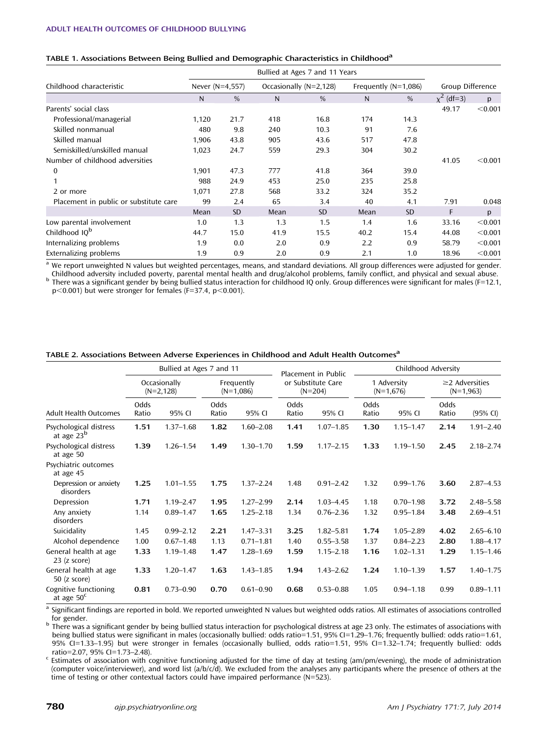**TABLE 1. Associations Between Being Bullied and Demographic Characteristics in Childhood[a]**

| Childhood characteristic | Bullied at Ages 7 and 11 Years | | | | | | Group Difference | |
|---|---|---|---|---|---|---|---|---|
| | Never (N=4,557) | | Occasionally (N=2,128) | | Frequently (N=1,086) | | | |
| | N | % | N | % | N | % | $\chi^2$ (df=3) | p |
| Parents' social class | | | | | | | 49.17 | <0.001 |
| Professional/managerial | 1,120 | 21.7 | 418 | 16.8 | 174 | 14.3 | | |
| Skilled nonmanual | 480 | 9.8 | 240 | 10.3 | 91 | 7.6 | | |
| Skilled manual | 1,906 | 43.8 | 905 | 43.6 | 517 | 47.8 | | |
| Semiskilled/unskilled manual | 1,023 | 24.7 | 559 | 29.3 | 304 | 30.2 | | |
| Number of childhood adversities | | | | | | | 41.05 | <0.001 |
| 0 | 1,901 | 47.3 | 777 | 41.8 | 364 | 39.0 | | |
| 1 | 988 | 24.9 | 453 | 25.0 | 235 | 25.8 | | |
| 2 or more | 1,071 | 27.8 | 568 | 33.2 | 324 | 35.2 | | |
| Placement in public or substitute care | 99 | 2.4 | 65 | 3.4 | 40 | 4.1 | 7.91 | 0.048 |
| | Mean | SD | Mean | SD | Mean | SD | F | p |
| Low parental involvement | 1.0 | 1.3 | 1.3 | 1.5 | 1.4 | 1.6 | 33.16 | <0.001 |
| Childhood IQ[b] | 44.7 | 15.0 | 41.9 | 15.5 | 40.2 | 15.4 | 44.08 | <0.001 |
| Internalizing problems | 1.9 | 0.0 | 2.0 | 0.9 | 2.2 | 0.9 | 58.79 | <0.001 |
| Externalizing problems | 1.9 | 0.9 | 2.0 | 0.9 | 2.1 | 1.0 | 18.96 | <0.001 |

[a] We report unweighted N values but weighted percentages, means, and standard deviations. All group differences were adjusted for gender. Childhood adversity included poverty, parental mental health and drug/alcohol problems, family conflict, and physical and sexual abuse.
[b] There was a significant gender by being bullied status interaction for childhood IQ only. Group differences were significant for males (F=12.1, p<0.001) but were stronger for females (F=37.4, p<0.001).

**TABLE 2. Associations Between Adverse Experiences in Childhood and Adult Health Outcomes[a]**

| Adult Health Outcomes | Bullied at Ages 7 and 11 | | | | Placement in Public or Substitute Care (N=204) | | Childhood Adversity | | | |
|---|---|---|---|---|---|---|---|---|---|---|
| | Occasionally (N=2,128) | | Frequently (N=1,086) | | | | 1 Adversity (N=1,676) | | ≥2 Adversities (N=1,963) | |
| | Odds Ratio | 95% CI | Odds Ratio | 95% CI | Odds Ratio | 95% CI | Odds Ratio | 95% CI | Odds Ratio | (95% CI) |
| Psychological distress at age 23[b] | **1.51** | 1.37–1.68 | **1.82** | 1.60–2.08 | **1.41** | 1.07–1.85 | **1.30** | 1.15–1.47 | **2.14** | 1.91–2.40 |
| Psychological distress at age 50 | **1.39** | 1.26–1.54 | **1.49** | 1.30–1.70 | **1.59** | 1.17–2.15 | **1.33** | 1.19–1.50 | **2.45** | 2.18–2.74 |
| Psychiatric outcomes at age 45 | | | | | | | | | | |
| Depression or anxiety disorders | **1.25** | 1.01–1.55 | **1.75** | 1.37–2.24 | 1.48 | 0.91–2.42 | 1.32 | 0.99–1.76 | **3.60** | 2.87–4.53 |
| Depression | **1.71** | 1.19–2.47 | **1.95** | 1.27–2.99 | **2.14** | 1.03–4.45 | 1.18 | 0.70–1.98 | **3.72** | 2.48–5.58 |
| Any anxiety disorders | 1.14 | 0.89–1.47 | **1.65** | 1.25–2.18 | 1.34 | 0.76–2.36 | 1.32 | 0.95–1.84 | **3.48** | 2.69–4.51 |
| Suicidality | 1.45 | 0.99–2.12 | **2.21** | 1.47–3.31 | **3.25** | 1.82–5.81 | **1.74** | 1.05–2.89 | **4.02** | 2.65–6.10 |
| Alcohol dependence | 1.00 | 0.67–1.48 | 1.13 | 0.71–1.81 | 1.40 | 0.55–3.58 | 1.37 | 0.84–2.23 | **2.80** | 1.88–4.17 |
| General health at age 23 (z score) | **1.33** | 1.19–1.48 | **1.47** | 1.28–1.69 | **1.59** | 1.15–2.18 | **1.16** | 1.02–1.31 | **1.29** | 1.15–1.46 |
| General health at age 50 (z score) | **1.33** | 1.20–1.47 | **1.63** | 1.43–1.85 | **1.94** | 1.43–2.62 | **1.24** | 1.10–1.39 | **1.57** | 1.40–1.75 |
| Cognitive functioning at age 50[c] | **0.81** | 0.73–0.90 | **0.70** | 0.61–0.90 | **0.68** | 0.53–0.88 | 1.05 | 0.94–1.18 | 0.99 | 0.89–1.11 |

[a] Significant findings are reported in bold. We reported unweighted N values but weighted odds ratios. All estimates of associations controlled for gender.
[b] There was a significant gender by being bullied status interaction for psychological distress at age 23 only. The estimates of associations with being bullied status were significant in males (occasionally bullied: odds ratio=1.51, 95% CI=1.29–1.76; frequently bullied: odds ratio=1.61, 95% CI=1.33–1.95) but were stronger in females (occasionally bullied, odds ratio=1.51, 95% CI=1.32–1.74; frequently bullied: odds ratio=2.07, 95% CI=1.73–2.48).
[c] Estimates of association with cognitive functioning adjusted for the time of day at testing (am/pm/evening), the mode of administration (computer voice/interviewer), and word list (a/b/c/d). We excluded from the analyses any participants where the presence of others at the time of testing or other contextual factors could have impaired performance (N=523).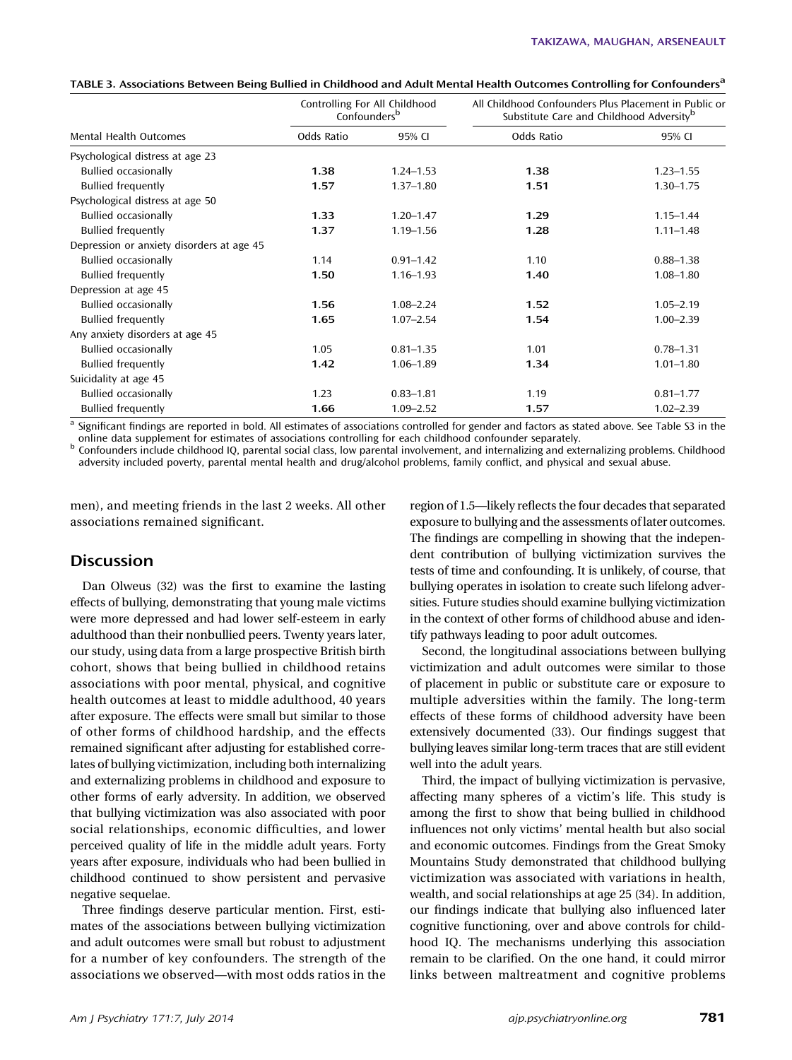TABLE 3. Associations Between Being Bullied in Childhood and Adult Mental Health Outcomes Controlling for Confounders[a]

| Mental Health Outcomes | Controlling For All Childhood Confounders[b] | | All Childhood Confounders Plus Placement in Public or Substitute Care and Childhood Adversity[b] | |
|---|---|---|---|---|
| | Odds Ratio | 95% CI | Odds Ratio | 95% CI |
| Psychological distress at age 23 | | | | |
| Bullied occasionally | **1.38** | 1.24–1.53 | **1.38** | 1.23–1.55 |
| Bullied frequently | **1.57** | 1.37–1.80 | **1.51** | 1.30–1.75 |
| Psychological distress at age 50 | | | | |
| Bullied occasionally | **1.33** | 1.20–1.47 | **1.29** | 1.15–1.44 |
| Bullied frequently | **1.37** | 1.19–1.56 | **1.28** | 1.11–1.48 |
| Depression or anxiety disorders at age 45 | | | | |
| Bullied occasionally | 1.14 | 0.91–1.42 | 1.10 | 0.88–1.38 |
| Bullied frequently | **1.50** | 1.16–1.93 | **1.40** | 1.08–1.80 |
| Depression at age 45 | | | | |
| Bullied occasionally | **1.56** | 1.08–2.24 | **1.52** | 1.05–2.19 |
| Bullied frequently | **1.65** | 1.07–2.54 | **1.54** | 1.00–2.39 |
| Any anxiety disorders at age 45 | | | | |
| Bullied occasionally | 1.05 | 0.81–1.35 | 1.01 | 0.78–1.31 |
| Bullied frequently | **1.42** | 1.06–1.89 | **1.34** | 1.01–1.80 |
| Suicidality at age 45 | | | | |
| Bullied occasionally | 1.23 | 0.83–1.81 | 1.19 | 0.81–1.77 |
| Bullied frequently | **1.66** | 1.09–2.52 | **1.57** | 1.02–2.39 |

[a] Significant findings are reported in bold. All estimates of associations controlled for gender and factors as stated above. See Table S3 in the online data supplement for estimates of associations controlling for each childhood confounder separately.

[b] Confounders include childhood IQ, parental social class, low parental involvement, and internalizing and externalizing problems. Childhood adversity included poverty, parental mental health and drug/alcohol problems, family conflict, and physical and sexual abuse.

men), and meeting friends in the last 2 weeks. All other associations remained significant.

## Discussion

Dan Olweus (32) was the first to examine the lasting effects of bullying, demonstrating that young male victims were more depressed and had lower self-esteem in early adulthood than their nonbullied peers. Twenty years later, our study, using data from a large prospective British birth cohort, shows that being bullied in childhood retains associations with poor mental, physical, and cognitive health outcomes at least to middle adulthood, 40 years after exposure. The effects were small but similar to those of other forms of childhood hardship, and the effects remained significant after adjusting for established correlates of bullying victimization, including both internalizing and externalizing problems in childhood and exposure to other forms of early adversity. In addition, we observed that bullying victimization was also associated with poor social relationships, economic difficulties, and lower perceived quality of life in the middle adult years. Forty years after exposure, individuals who had been bullied in childhood continued to show persistent and pervasive negative sequelae.

Three findings deserve particular mention. First, estimates of the associations between bullying victimization and adult outcomes were small but robust to adjustment for a number of key confounders. The strength of the associations we observed—with most odds ratios in the region of 1.5—likely reflects the four decades that separated exposure to bullying and the assessments of later outcomes. The findings are compelling in showing that the independent contribution of bullying victimization survives the tests of time and confounding. It is unlikely, of course, that bullying operates in isolation to create such lifelong adversities. Future studies should examine bullying victimization in the context of other forms of childhood abuse and identify pathways leading to poor adult outcomes.

Second, the longitudinal associations between bullying victimization and adult outcomes were similar to those of placement in public or substitute care or exposure to multiple adversities within the family. The long-term effects of these forms of childhood adversity have been extensively documented (33). Our findings suggest that bullying leaves similar long-term traces that are still evident well into the adult years.

Third, the impact of bullying victimization is pervasive, affecting many spheres of a victim's life. This study is among the first to show that being bullied in childhood influences not only victims' mental health but also social and economic outcomes. Findings from the Great Smoky Mountains Study demonstrated that childhood bullying victimization was associated with variations in health, wealth, and social relationships at age 25 (34). In addition, our findings indicate that bullying also influenced later cognitive functioning, over and above controls for childhood IQ. The mechanisms underlying this association remain to be clarified. On the one hand, it could mirror links between maltreatment and cognitive problems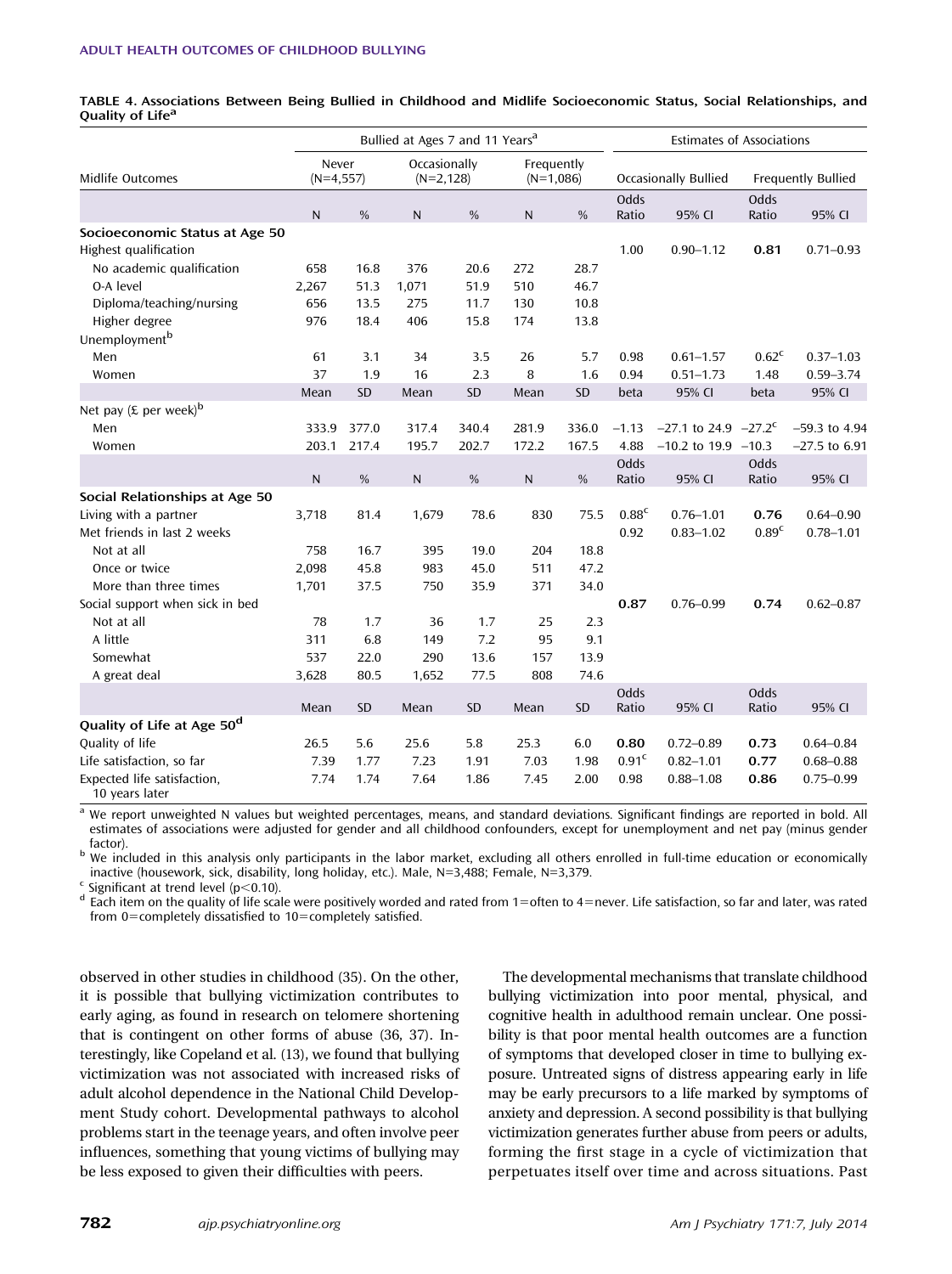TABLE 4. Associations Between Being Bullied in Childhood and Midlife Socioeconomic Status, Social Relationships, and Quality of Life[a]

| | Bullied at Ages 7 and 11 Years[a] | | | | | | Estimates of Associations | | | |
|---|---|---|---|---|---|---|---|---|---|---|
| Midlife Outcomes | Never (N=4,557) | | Occasionally (N=2,128) | | Frequently (N=1,086) | | Occasionally Bullied | | Frequently Bullied | |
| | N | % | N | % | N | % | Odds Ratio | 95% CI | Odds Ratio | 95% CI |
| **Socioeconomic Status at Age 50** | | | | | | | | | | |
| Highest qualification | | | | | | | 1.00 | 0.90–1.12 | **0.81** | 0.71–0.93 |
| No academic qualification | 658 | 16.8 | 376 | 20.6 | 272 | 28.7 | | | | |
| O-A level | 2,267 | 51.3 | 1,071 | 51.9 | 510 | 46.7 | | | | |
| Diploma/teaching/nursing | 656 | 13.5 | 275 | 11.7 | 130 | 10.8 | | | | |
| Higher degree | 976 | 18.4 | 406 | 15.8 | 174 | 13.8 | | | | |
| Unemployment[b] | | | | | | | | | | |
| Men | 61 | 3.1 | 34 | 3.5 | 26 | 5.7 | 0.98 | 0.61–1.57 | 0.62[c] | 0.37–1.03 |
| Women | 37 | 1.9 | 16 | 2.3 | 8 | 1.6 | 0.94 | 0.51–1.73 | 1.48 | 0.59–3.74 |
| | Mean | SD | Mean | SD | Mean | SD | beta | 95% CI | beta | 95% CI |
| Net pay (£ per week)[b] | | | | | | | | | | |
| Men | 333.9 | 377.0 | 317.4 | 340.4 | 281.9 | 336.0 | –1.13 | –27.1 to 24.9 | –27.2[c] | –59.3 to 4.94 |
| Women | 203.1 | 217.4 | 195.7 | 202.7 | 172.2 | 167.5 | 4.88 | –10.2 to 19.9 | –10.3 | –27.5 to 6.91 |
| | N | % | N | % | N | % | Odds Ratio | 95% CI | Odds Ratio | 95% CI |
| **Social Relationships at Age 50** | | | | | | | | | | |
| Living with a partner | 3,718 | 81.4 | 1,679 | 78.6 | 830 | 75.5 | 0.88[c] | 0.76–1.01 | **0.76** | 0.64–0.90 |
| Met friends in last 2 weeks | | | | | | | 0.92 | 0.83–1.02 | 0.89[c] | 0.78–1.01 |
| Not at all | 758 | 16.7 | 395 | 19.0 | 204 | 18.8 | | | | |
| Once or twice | 2,098 | 45.8 | 983 | 45.0 | 511 | 47.2 | | | | |
| More than three times | 1,701 | 37.5 | 750 | 35.9 | 371 | 34.0 | | | | |
| Social support when sick in bed | | | | | | | **0.87** | 0.76–0.99 | **0.74** | 0.62–0.87 |
| Not at all | 78 | 1.7 | 36 | 1.7 | 25 | 2.3 | | | | |
| A little | 311 | 6.8 | 149 | 7.2 | 95 | 9.1 | | | | |
| Somewhat | 537 | 22.0 | 290 | 13.6 | 157 | 13.9 | | | | |
| A great deal | 3,628 | 80.5 | 1,652 | 77.5 | 808 | 74.6 | | | | |
| | Mean | SD | Mean | SD | Mean | SD | Odds Ratio | 95% CI | Odds Ratio | 95% CI |
| **Quality of Life at Age 50[d]** | | | | | | | | | | |
| Quality of life | 26.5 | 5.6 | 25.6 | 5.8 | 25.3 | 6.0 | **0.80** | 0.72–0.89 | **0.73** | 0.64–0.84 |
| Life satisfaction, so far | 7.39 | 1.77 | 7.23 | 1.91 | 7.03 | 1.98 | 0.91[c] | 0.82–1.01 | **0.77** | 0.68–0.88 |
| Expected life satisfaction, 10 years later | 7.74 | 1.74 | 7.64 | 1.86 | 7.45 | 2.00 | 0.98 | 0.88–1.08 | **0.86** | 0.75–0.99 |

[a] We report unweighted N values but weighted percentages, means, and standard deviations. Significant findings are reported in bold. All estimates of associations were adjusted for gender and all childhood confounders, except for unemployment and net pay (minus gender factor).

[b] We included in this analysis only participants in the labor market, excluding all others enrolled in full-time education or economically inactive (housework, sick, disability, long holiday, etc.). Male, N=3,488; Female, N=3,379.

[c] Significant at trend level ($p<0.10$).

[d] Each item on the quality of life scale were positively worded and rated from 1=often to 4=never. Life satisfaction, so far and later, was rated from 0=completely dissatisfied to 10=completely satisfied.

observed in other studies in childhood (35). On the other, it is possible that bullying victimization contributes to early aging, as found in research on telomere shortening that is contingent on other forms of abuse (36, 37). Interestingly, like Copeland et al. (13), we found that bullying victimization was not associated with increased risks of adult alcohol dependence in the National Child Development Study cohort. Developmental pathways to alcohol problems start in the teenage years, and often involve peer influences, something that young victims of bullying may be less exposed to given their difficulties with peers.

The developmental mechanisms that translate childhood bullying victimization into poor mental, physical, and cognitive health in adulthood remain unclear. One possibility is that poor mental health outcomes are a function of symptoms that developed closer in time to bullying exposure. Untreated signs of distress appearing early in life may be early precursors to a life marked by symptoms of anxiety and depression. A second possibility is that bullying victimization generates further abuse from peers or adults, forming the first stage in a cycle of victimization that perpetuates itself over time and across situations. Past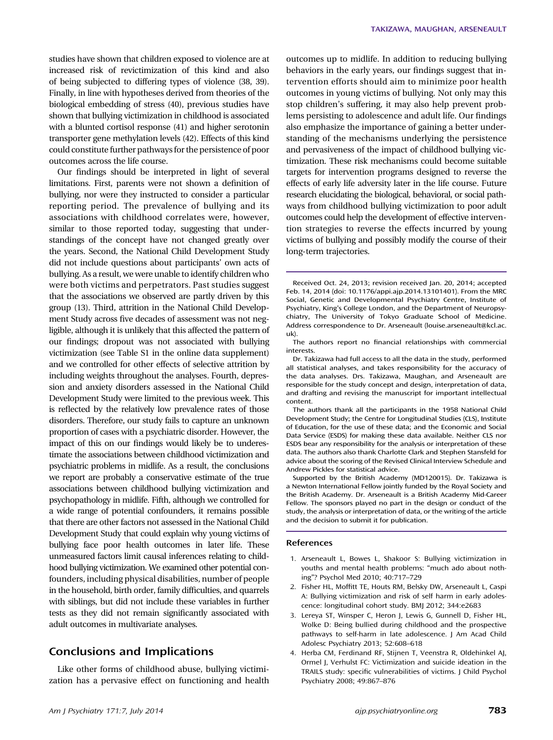studies have shown that children exposed to violence are at increased risk of revictimization of this kind and also of being subjected to differing types of violence (38, 39). Finally, in line with hypotheses derived from theories of the biological embedding of stress (40), previous studies have shown that bullying victimization in childhood is associated with a blunted cortisol response (41) and higher serotonin transporter gene methylation levels (42). Effects of this kind could constitute further pathways for the persistence of poor outcomes across the life course.

Our findings should be interpreted in light of several limitations. First, parents were not shown a definition of bullying, nor were they instructed to consider a particular reporting period. The prevalence of bullying and its associations with childhood correlates were, however, similar to those reported today, suggesting that understandings of the concept have not changed greatly over the years. Second, the National Child Development Study did not include questions about participants' own acts of bullying. As a result, we were unable to identify children who were both victims and perpetrators. Past studies suggest that the associations we observed are partly driven by this group (13). Third, attrition in the National Child Development Study across five decades of assessment was not negligible, although it is unlikely that this affected the pattern of our findings; dropout was not associated with bullying victimization (see Table S1 in the online data supplement) and we controlled for other effects of selective attrition by including weights throughout the analyses. Fourth, depression and anxiety disorders assessed in the National Child Development Study were limited to the previous week. This is reflected by the relatively low prevalence rates of those disorders. Therefore, our study fails to capture an unknown proportion of cases with a psychiatric disorder. However, the impact of this on our findings would likely be to underestimate the associations between childhood victimization and psychiatric problems in midlife. As a result, the conclusions we report are probably a conservative estimate of the true associations between childhood bullying victimization and psychopathology in midlife. Fifth, although we controlled for a wide range of potential confounders, it remains possible that there are other factors not assessed in the National Child Development Study that could explain why young victims of bullying face poor health outcomes in later life. These unmeasured factors limit causal inferences relating to childhood bullying victimization. We examined other potential confounders, including physical disabilities, number of people in the household, birth order, family difficulties, and quarrels with siblings, but did not include these variables in further tests as they did not remain significantly associated with adult outcomes in multivariate analyses.

## Conclusions and Implications

Like other forms of childhood abuse, bullying victimization has a pervasive effect on functioning and health outcomes up to midlife. In addition to reducing bullying behaviors in the early years, our findings suggest that intervention efforts should aim to minimize poor health outcomes in young victims of bullying. Not only may this stop children's suffering, it may also help prevent problems persisting to adolescence and adult life. Our findings also emphasize the importance of gaining a better understanding of the mechanisms underlying the persistence and pervasiveness of the impact of childhood bullying victimization. These risk mechanisms could become suitable targets for intervention programs designed to reverse the effects of early life adversity later in the life course. Future research elucidating the biological, behavioral, or social pathways from childhood bullying victimization to poor adult outcomes could help the development of effective intervention strategies to reverse the effects incurred by young victims of bullying and possibly modify the course of their long-term trajectories.

---

Received Oct. 24, 2013; revision received Jan. 20, 2014; accepted Feb. 14, 2014 (doi: 10.1176/appi.ajp.2014.13101401). From the MRC Social, Genetic and Developmental Psychiatry Centre, Institute of Psychiatry, King's College London, and the Department of Neuropsychiatry, The University of Tokyo Graduate School of Medicine. Address correspondence to Dr. Arseneault (louise.arseneault@kcl.ac.uk).

The authors report no financial relationships with commercial interests.

Dr. Takizawa had full access to all the data in the study, performed all statistical analyses, and takes responsibility for the accuracy of the data analyses. Drs. Takizawa, Maughan, and Arseneault are responsible for the study concept and design, interpretation of data, and drafting and revising the manuscript for important intellectual content.

The authors thank all the participants in the 1958 National Child Development Study; the Centre for Longitudinal Studies (CLS), Institute of Education, for the use of these data; and the Economic and Social Data Service (ESDS) for making these data available. Neither CLS nor ESDS bear any responsibility for the analysis or interpretation of these data. The authors also thank Charlotte Clark and Stephen Stansfeld for advice about the scoring of the Revised Clinical Interview Schedule and Andrew Pickles for statistical advice.

Supported by the British Academy (MD120015). Dr. Takizawa is a Newton International Fellow jointly funded by the Royal Society and the British Academy. Dr. Arseneault is a British Academy Mid-Career Fellow. The sponsors played no part in the design or conduct of the study, the analysis or interpretation of data, or the writing of the article and the decision to submit it for publication.

---

### References

1. Arseneault L, Bowes L, Shakoor S: Bullying victimization in youths and mental health problems: "much ado about nothing"? Psychol Med 2010; 40:717–729
2. Fisher HL, Moffitt TE, Houts RM, Belsky DW, Arseneault L, Caspi A: Bullying victimization and risk of self harm in early adolescence: longitudinal cohort study. BMJ 2012; 344:e2683
3. Lereya ST, Winsper C, Heron J, Lewis G, Gunnell D, Fisher HL, Wolke D: Being bullied during childhood and the prospective pathways to self-harm in late adolescence. J Am Acad Child Adolesc Psychiatry 2013; 52:608–618
4. Herba CM, Ferdinand RF, Stijnen T, Veenstra R, Oldehinkel AJ, Ormel J, Verhulst FC: Victimization and suicide ideation in the TRAILS study: specific vulnerabilities of victims. J Child Psychol Psychiatry 2008; 49:867–876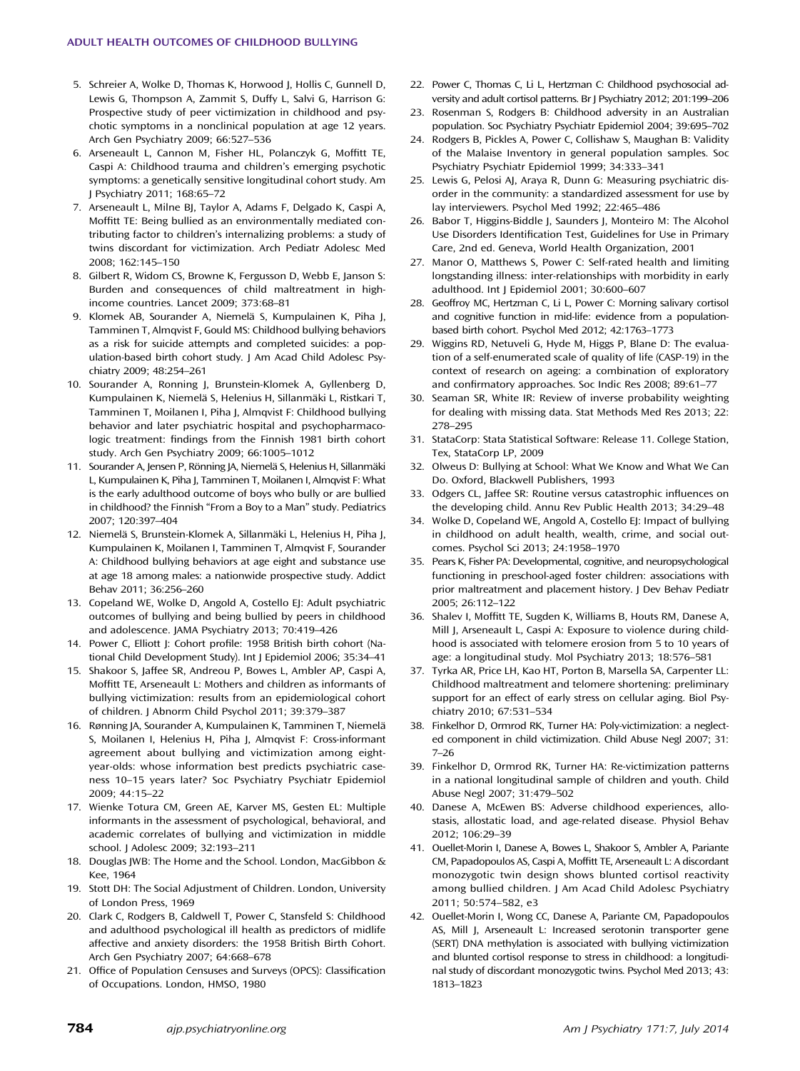5. Schreier A, Wolke D, Thomas K, Horwood J, Hollis C, Gunnell D, Lewis G, Thompson A, Zammit S, Duffy L, Salvi G, Harrison G: Prospective study of peer victimization in childhood and psychotic symptoms in a nonclinical population at age 12 years. Arch Gen Psychiatry 2009; 66:527–536
6. Arseneault L, Cannon M, Fisher HL, Polanczyk G, Moffitt TE, Caspi A: Childhood trauma and children's emerging psychotic symptoms: a genetically sensitive longitudinal cohort study. Am J Psychiatry 2011; 168:65–72
7. Arseneault L, Milne BJ, Taylor A, Adams F, Delgado K, Caspi A, Moffitt TE: Being bullied as an environmentally mediated contributing factor to children's internalizing problems: a study of twins discordant for victimization. Arch Pediatr Adolesc Med 2008; 162:145–150
8. Gilbert R, Widom CS, Browne K, Fergusson D, Webb E, Janson S: Burden and consequences of child maltreatment in high-income countries. Lancet 2009; 373:68–81
9. Klomek AB, Sourander A, Niemelä S, Kumpulainen K, Piha J, Tamminen T, Almqvist F, Gould MS: Childhood bullying behaviors as a risk for suicide attempts and completed suicides: a population-based birth cohort study. J Am Acad Child Adolesc Psychiatry 2009; 48:254–261
10. Sourander A, Ronning J, Brunstein-Klomek A, Gyllenberg D, Kumpulainen K, Niemelä S, Helenius H, Sillanmäki L, Ristkari T, Tamminen T, Moilanen I, Piha J, Almqvist F: Childhood bullying behavior and later psychiatric hospital and psychopharmacologic treatment: findings from the Finnish 1981 birth cohort study. Arch Gen Psychiatry 2009; 66:1005–1012
11. Sourander A, Jensen P, Rönning JA, Niemelä S, Helenius H, Sillanmäki L, Kumpulainen K, Piha J, Tamminen T, Moilanen I, Almqvist F: What is the early adulthood outcome of boys who bully or are bullied in childhood? the Finnish "From a Boy to a Man" study. Pediatrics 2007; 120:397–404
12. Niemelä S, Brunstein-Klomek A, Sillanmäki L, Helenius H, Piha J, Kumpulainen K, Moilanen I, Tamminen T, Almqvist F, Sourander A: Childhood bullying behaviors at age eight and substance use at age 18 among males: a nationwide prospective study. Addict Behav 2011; 36:256–260
13. Copeland WE, Wolke D, Angold A, Costello EJ: Adult psychiatric outcomes of bullying and being bullied by peers in childhood and adolescence. JAMA Psychiatry 2013; 70:419–426
14. Power C, Elliott J: Cohort profile: 1958 British birth cohort (National Child Development Study). Int J Epidemiol 2006; 35:34–41
15. Shakoor S, Jaffee SR, Andreou P, Bowes L, Ambler AP, Caspi A, Moffitt TE, Arseneault L: Mothers and children as informants of bullying victimization: results from an epidemiological cohort of children. J Abnorm Child Psychol 2011; 39:379–387
16. Rønning JA, Sourander A, Kumpulainen K, Tamminen T, Niemelä S, Moilanen I, Helenius H, Piha J, Almqvist F: Cross-informant agreement about bullying and victimization among eight-year-olds: whose information best predicts psychiatric caseness 10–15 years later? Soc Psychiatry Psychiatr Epidemiol 2009; 44:15–22
17. Wienke Totura CM, Green AE, Karver MS, Gesten EL: Multiple informants in the assessment of psychological, behavioral, and academic correlates of bullying and victimization in middle school. J Adolesc 2009; 32:193–211
18. Douglas JWB: The Home and the School. London, MacGibbon & Kee, 1964
19. Stott DH: The Social Adjustment of Children. London, University of London Press, 1969
20. Clark C, Rodgers B, Caldwell T, Power C, Stansfeld S: Childhood and adulthood psychological ill health as predictors of midlife affective and anxiety disorders: the 1958 British Birth Cohort. Arch Gen Psychiatry 2007; 64:668–678
21. Office of Population Censuses and Surveys (OPCS): Classification of Occupations. London, HMSO, 1980
22. Power C, Thomas C, Li L, Hertzman C: Childhood psychosocial adversity and adult cortisol patterns. Br J Psychiatry 2012; 201:199–206
23. Rosenman S, Rodgers B: Childhood adversity in an Australian population. Soc Psychiatry Psychiatr Epidemiol 2004; 39:695–702
24. Rodgers B, Pickles A, Power C, Collishaw S, Maughan B: Validity of the Malaise Inventory in general population samples. Soc Psychiatry Psychiatr Epidemiol 1999; 34:333–341
25. Lewis G, Pelosi AJ, Araya R, Dunn G: Measuring psychiatric disorder in the community: a standardized assessment for use by lay interviewers. Psychol Med 1992; 22:465–486
26. Babor T, Higgins-Biddle J, Saunders J, Monteiro M: The Alcohol Use Disorders Identification Test, Guidelines for Use in Primary Care, 2nd ed. Geneva, World Health Organization, 2001
27. Manor O, Matthews S, Power C: Self-rated health and limiting longstanding illness: inter-relationships with morbidity in early adulthood. Int J Epidemiol 2001; 30:600–607
28. Geoffroy MC, Hertzman C, Li L, Power C: Morning salivary cortisol and cognitive function in mid-life: evidence from a population-based birth cohort. Psychol Med 2012; 42:1763–1773
29. Wiggins RD, Netuveli G, Hyde M, Higgs P, Blane D: The evaluation of a self-enumerated scale of quality of life (CASP-19) in the context of research on ageing: a combination of exploratory and confirmatory approaches. Soc Indic Res 2008; 89:61–77
30. Seaman SR, White IR: Review of inverse probability weighting for dealing with missing data. Stat Methods Med Res 2013; 22: 278–295
31. StataCorp: Stata Statistical Software: Release 11. College Station, Tex, StataCorp LP, 2009
32. Olweus D: Bullying at School: What We Know and What We Can Do. Oxford, Blackwell Publishers, 1993
33. Odgers CL, Jaffee SR: Routine versus catastrophic influences on the developing child. Annu Rev Public Health 2013; 34:29–48
34. Wolke D, Copeland WE, Angold A, Costello EJ: Impact of bullying in childhood on adult health, wealth, crime, and social outcomes. Psychol Sci 2013; 24:1958–1970
35. Pears K, Fisher PA: Developmental, cognitive, and neuropsychological functioning in preschool-aged foster children: associations with prior maltreatment and placement history. J Dev Behav Pediatr 2005; 26:112–122
36. Shalev I, Moffitt TE, Sugden K, Williams B, Houts RM, Danese A, Mill J, Arseneault L, Caspi A: Exposure to violence during childhood is associated with telomere erosion from 5 to 10 years of age: a longitudinal study. Mol Psychiatry 2013; 18:576–581
37. Tyrka AR, Price LH, Kao HT, Porton B, Marsella SA, Carpenter LL: Childhood maltreatment and telomere shortening: preliminary support for an effect of early stress on cellular aging. Biol Psychiatry 2010; 67:531–534
38. Finkelhor D, Ormrod RK, Turner HA: Poly-victimization: a neglected component in child victimization. Child Abuse Negl 2007; 31: 7–26
39. Finkelhor D, Ormrod RK, Turner HA: Re-victimization patterns in a national longitudinal sample of children and youth. Child Abuse Negl 2007; 31:479–502
40. Danese A, McEwen BS: Adverse childhood experiences, allostasis, allostatic load, and age-related disease. Physiol Behav 2012; 106:29–39
41. Ouellet-Morin I, Danese A, Bowes L, Shakoor S, Ambler A, Pariante CM, Papadopoulos AS, Caspi A, Moffitt TE, Arseneault L: A discordant monozygotic twin design shows blunted cortisol reactivity among bullied children. J Am Acad Child Adolesc Psychiatry 2011; 50:574–582, e3
42. Ouellet-Morin I, Wong CC, Danese A, Pariante CM, Papadopoulos AS, Mill J, Arseneault L: Increased serotonin transporter gene (SERT) DNA methylation is associated with bullying victimization and blunted cortisol response to stress in childhood: a longitudinal study of discordant monozygotic twins. Psychol Med 2013; 43: 1813–1823